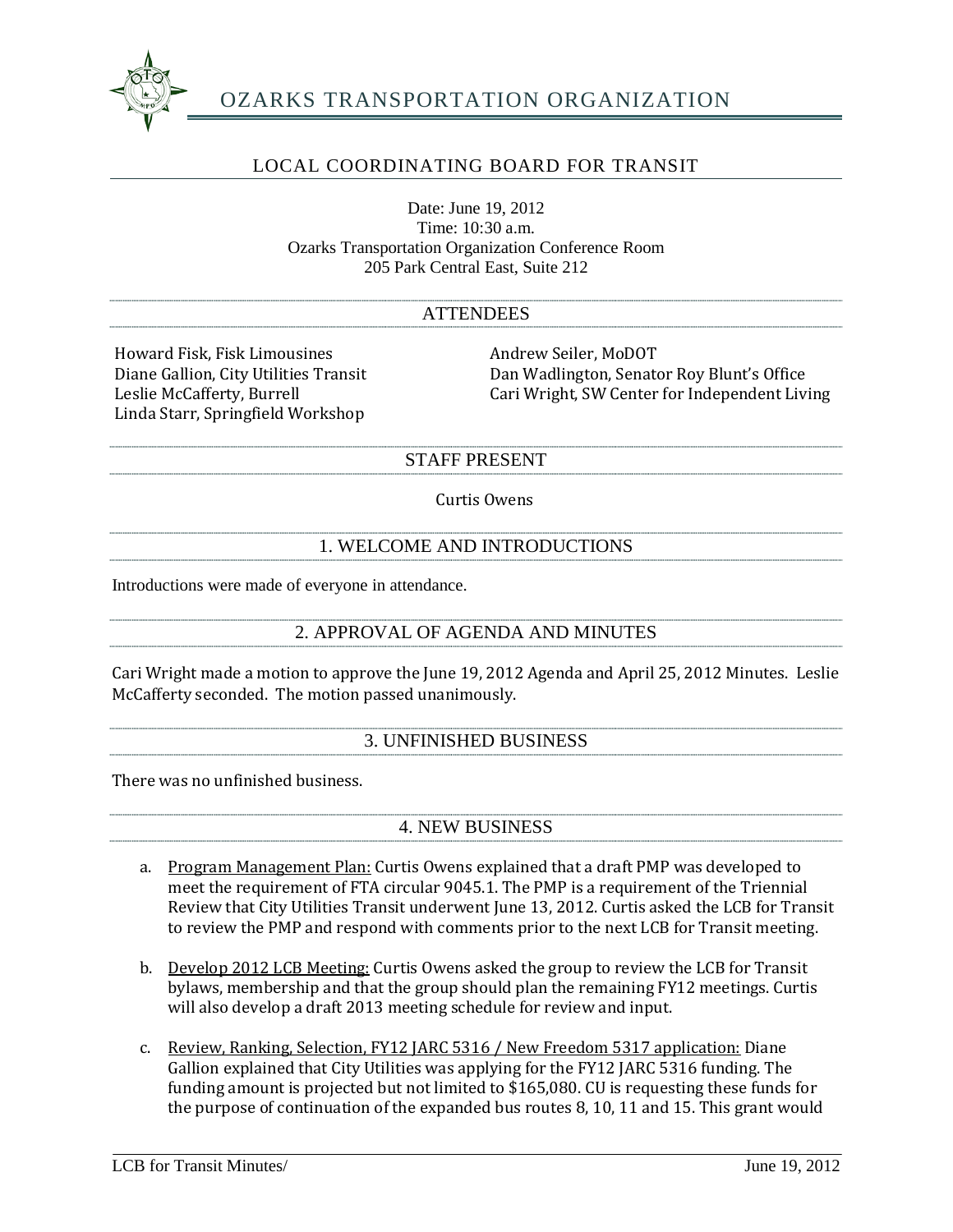# OZARKS TRANSPORTATION ORGANIZATION

## LOCAL COORDINATING BOARD FOR TRANSIT

Date: June 19, 2012
Time: 10:30 a.m.
Ozarks Transportation Organization Conference Room
205 Park Central East, Suite 212

### ATTENDEES

Howard Fisk, Fisk Limousines
Diane Gallion, City Utilities Transit
Leslie McCafferty, Burrell
Linda Starr, Springfield Workshop
Andrew Seiler, MoDOT
Dan Wadlington, Senator Roy Blunt's Office
Cari Wright, SW Center for Independent Living

### STAFF PRESENT

Curtis Owens

### 1. WELCOME AND INTRODUCTIONS

Introductions were made of everyone in attendance.

### 2. APPROVAL OF AGENDA AND MINUTES

Cari Wright made a motion to approve the June 19, 2012 Agenda and April 25, 2012 Minutes. Leslie McCafferty seconded. The motion passed unanimously.

### 3. UNFINISHED BUSINESS

There was no unfinished business.

### 4. NEW BUSINESS

a. Program Management Plan: Curtis Owens explained that a draft PMP was developed to meet the requirement of FTA circular 9045.1. The PMP is a requirement of the Triennial Review that City Utilities Transit underwent June 13, 2012. Curtis asked the LCB for Transit to review the PMP and respond with comments prior to the next LCB for Transit meeting.

b. Develop 2012 LCB Meeting: Curtis Owens asked the group to review the LCB for Transit bylaws, membership and that the group should plan the remaining FY12 meetings. Curtis will also develop a draft 2013 meeting schedule for review and input.

c. Review, Ranking, Selection, FY12 JARC 5316 / New Freedom 5317 application: Diane Gallion explained that City Utilities was applying for the FY12 JARC 5316 funding. The funding amount is projected but not limited to $165,080. CU is requesting these funds for the purpose of continuation of the expanded bus routes 8, 10, 11 and 15. This grant would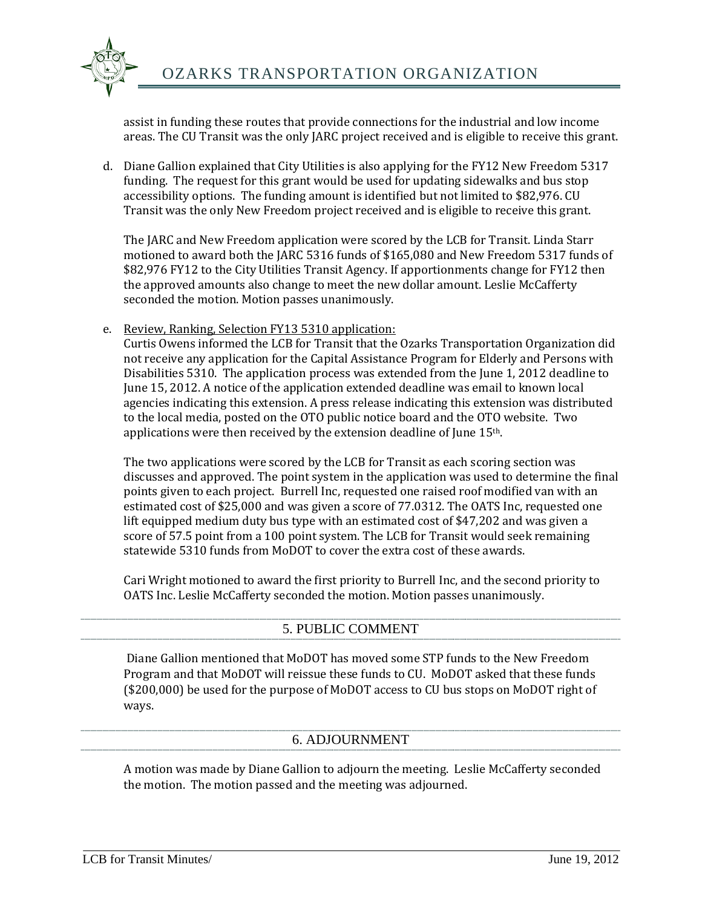assist in funding these routes that provide connections for the industrial and low income areas. The CU Transit was the only JARC project received and is eligible to receive this grant.

d. Diane Gallion explained that City Utilities is also applying for the FY12 New Freedom 5317 funding. The request for this grant would be used for updating sidewalks and bus stop accessibility options. The funding amount is identified but not limited to $82,976. CU Transit was the only New Freedom project received and is eligible to receive this grant.

   The JARC and New Freedom application were scored by the LCB for Transit. Linda Starr motioned to award both the JARC 5316 funds of $165,080 and New Freedom 5317 funds of $82,976 FY12 to the City Utilities Transit Agency. If apportionments change for FY12 then the approved amounts also change to meet the new dollar amount. Leslie McCafferty seconded the motion. Motion passes unanimously.

e. Review, Ranking, Selection FY13 5310 application:
   Curtis Owens informed the LCB for Transit that the Ozarks Transportation Organization did not receive any application for the Capital Assistance Program for Elderly and Persons with Disabilities 5310. The application process was extended from the June 1, 2012 deadline to June 15, 2012. A notice of the application extended deadline was email to known local agencies indicating this extension. A press release indicating this extension was distributed to the local media, posted on the OTO public notice board and the OTO website. Two applications were then received by the extension deadline of June 15th.

   The two applications were scored by the LCB for Transit as each scoring section was discusses and approved. The point system in the application was used to determine the final points given to each project. Burrell Inc, requested one raised roof modified van with an estimated cost of $25,000 and was given a score of 77.0312. The OATS Inc, requested one lift equipped medium duty bus type with an estimated cost of $47,202 and was given a score of 57.5 point from a 100 point system. The LCB for Transit would seek remaining statewide 5310 funds from MoDOT to cover the extra cost of these awards.

   Cari Wright motioned to award the first priority to Burrell Inc, and the second priority to OATS Inc. Leslie McCafferty seconded the motion. Motion passes unanimously.

## 5. PUBLIC COMMENT

Diane Gallion mentioned that MoDOT has moved some STP funds to the New Freedom Program and that MoDOT will reissue these funds to CU. MoDOT asked that these funds ($200,000) be used for the purpose of MoDOT access to CU bus stops on MoDOT right of ways.

## 6. ADJOURNMENT

A motion was made by Diane Gallion to adjourn the meeting. Leslie McCafferty seconded the motion. The motion passed and the meeting was adjourned.